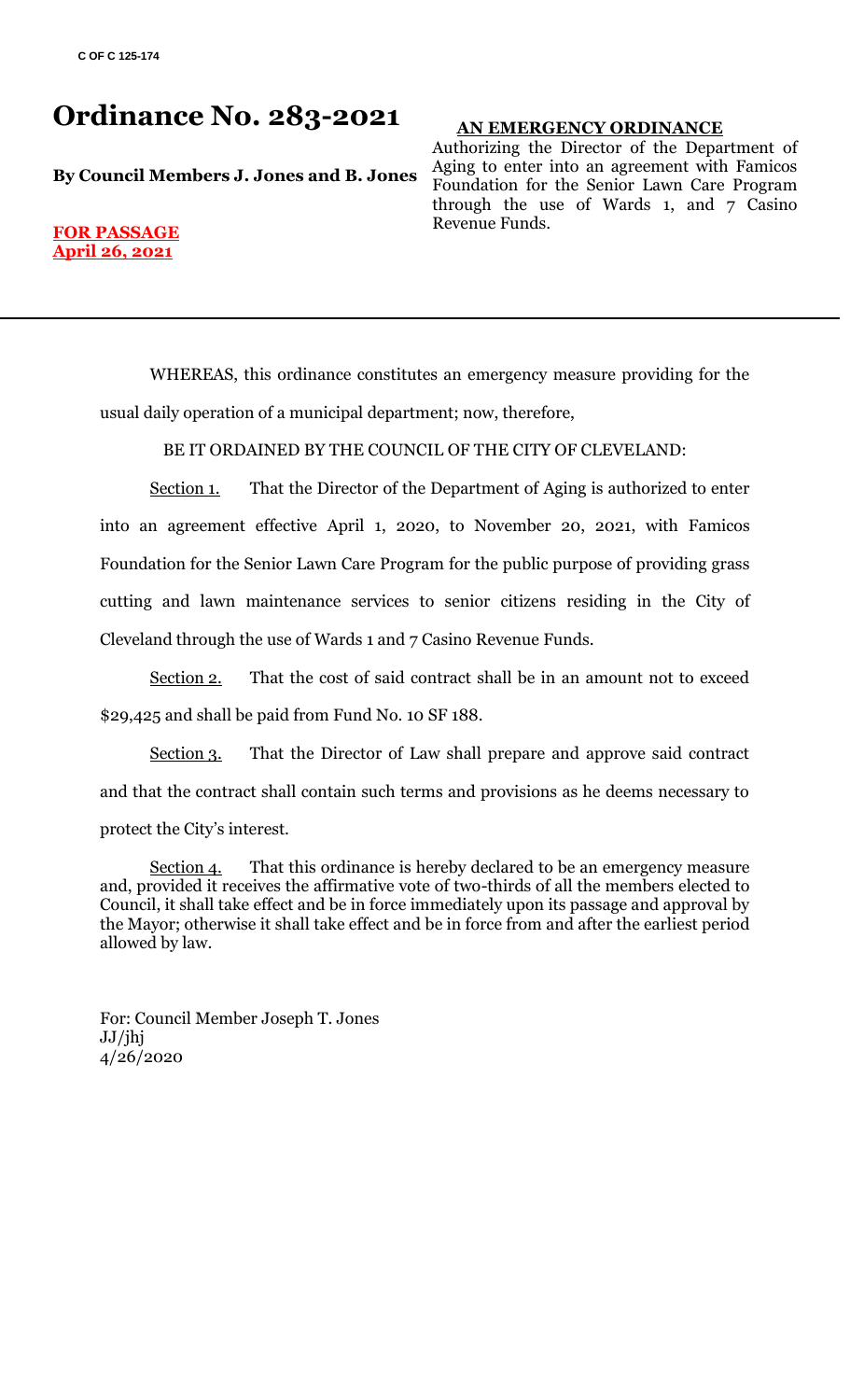C OF C 125-174

# Ordinance No. 283-2021

**By Council Members J. Jones and B. Jones**

**FOR PASSAGE**
**April 26, 2021**

**AN EMERGENCY ORDINANCE**

Authorizing the Director of the Department of Aging to enter into an agreement with Famicos Foundation for the Senior Lawn Care Program through the use of Wards 1, and 7 Casino Revenue Funds.

---

WHEREAS, this ordinance constitutes an emergency measure providing for the usual daily operation of a municipal department; now, therefore,

BE IT ORDAINED BY THE COUNCIL OF THE CITY OF CLEVELAND:

Section 1. That the Director of the Department of Aging is authorized to enter into an agreement effective April 1, 2020, to November 20, 2021, with Famicos Foundation for the Senior Lawn Care Program for the public purpose of providing grass cutting and lawn maintenance services to senior citizens residing in the City of Cleveland through the use of Wards 1 and 7 Casino Revenue Funds.

Section 2. That the cost of said contract shall be in an amount not to exceed $29,425 and shall be paid from Fund No. 10 SF 188.

Section 3. That the Director of Law shall prepare and approve said contract and that the contract shall contain such terms and provisions as he deems necessary to protect the City's interest.

Section 4. That this ordinance is hereby declared to be an emergency measure and, provided it receives the affirmative vote of two-thirds of all the members elected to Council, it shall take effect and be in force immediately upon its passage and approval by the Mayor; otherwise it shall take effect and be in force from and after the earliest period allowed by law.

For: Council Member Joseph T. Jones
JJ/jhj
4/26/2020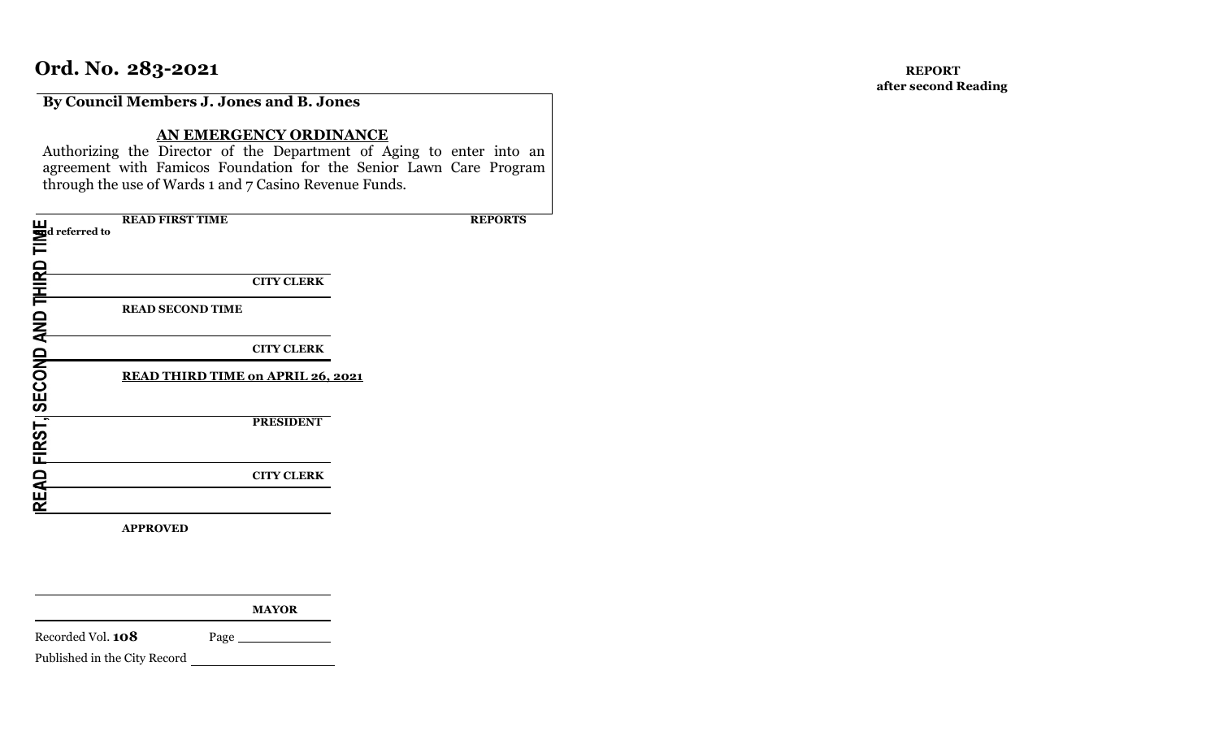# Ord. No. 283-2021

**REPORT**
**after second Reading**

**By Council Members J. Jones and B. Jones**

**AN EMERGENCY ORDINANCE**

Authorizing the Director of the Department of Aging to enter into an agreement with Famicos Foundation for the Senior Lawn Care Program through the use of Wards 1 and 7 Casino Revenue Funds.

**READ FIRST, SECOND AND THIRD TIME**

**READ FIRST TIME** **REPORTS**

**and referred to**

**CITY CLERK**

**READ SECOND TIME**

**CITY CLERK**

**READ THIRD TIME on APRIL 26, 2021**

**PRESIDENT**

**CITY CLERK**

**APPROVED**

**MAYOR**

Recorded Vol. **108** Page ____________

Published in the City Record ____________